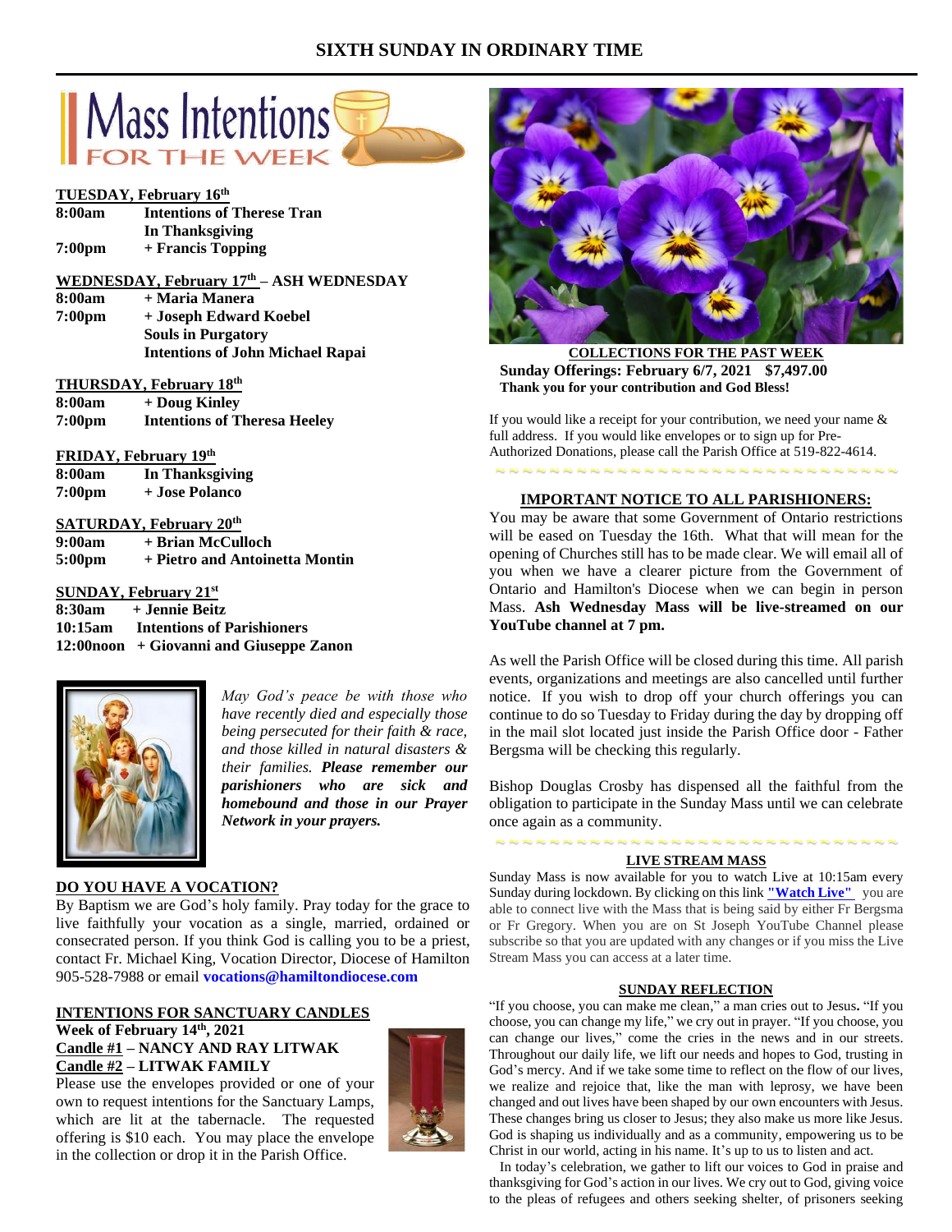# SIXTH SUNDAY IN ORDINARY TIME

## Mass Intentions FOR THE WEEK

**TUESDAY, February 16th**

| | |
|---|---|
| **8:00am** | **Intentions of Therese Tran** |
| | **In Thanksgiving** |
| **7:00pm** | **+ Francis Topping** |

**WEDNESDAY, February 17th – ASH WEDNESDAY**

| | |
|---|---|
| **8:00am** | **+ Maria Manera** |
| **7:00pm** | **+ Joseph Edward Koebel** |
| | **Souls in Purgatory** |
| | **Intentions of John Michael Rapai** |

**THURSDAY, February 18th**

| | |
|---|---|
| **8:00am** | **+ Doug Kinley** |
| **7:00pm** | **Intentions of Theresa Heeley** |

**FRIDAY, February 19th**

| | |
|---|---|
| **8:00am** | **In Thanksgiving** |
| **7:00pm** | **+ Jose Polanco** |

**SATURDAY, February 20th**

| | |
|---|---|
| **9:00am** | **+ Brian McCulloch** |
| **5:00pm** | **+ Pietro and Antoinetta Montin** |

**SUNDAY, February 21st**

| | |
|---|---|
| **8:30am** | **+ Jennie Beitz** |
| **10:15am** | **Intentions of Parishioners** |
| **12:00noon** | **+ Giovanni and Giuseppe Zanon** |

*May God's peace be with those who have recently died and especially those being persecuted for their faith & race, and those killed in natural disasters & their families. **Please remember our parishioners who are sick and homebound and those in our Prayer Network in your prayers.***

**DO YOU HAVE A VOCATION?**

By Baptism we are God's holy family. Pray today for the grace to live faithfully your vocation as a single, married, ordained or consecrated person. If you think God is calling you to be a priest, contact Fr. Michael King, Vocation Director, Diocese of Hamilton 905-528-7988 or email **vocations@hamiltondiocese.com**

**INTENTIONS FOR SANCTUARY CANDLES**

**Week of February 14th, 2021**

**Candle #1 – NANCY AND RAY LITWAK**

**Candle #2 – LITWAK FAMILY**

Please use the envelopes provided or one of your own to request intentions for the Sanctuary Lamps, which are lit at the tabernacle. The requested offering is $10 each. You may place the envelope in the collection or drop it in the Parish Office.

**COLLECTIONS FOR THE PAST WEEK**

**Sunday Offerings: February 6/7, 2021 $7,497.00**

**Thank you for your contribution and God Bless!**

If you would like a receipt for your contribution, we need your name & full address. If you would like envelopes or to sign up for Pre-Authorized Donations, please call the Parish Office at 519-822-4614.

**IMPORTANT NOTICE TO ALL PARISHIONERS:**

You may be aware that some Government of Ontario restrictions will be eased on Tuesday the 16th. What that will mean for the opening of Churches still has to be made clear. We will email all of you when we have a clearer picture from the Government of Ontario and Hamilton's Diocese when we can begin in person Mass. **Ash Wednesday Mass will be live-streamed on our YouTube channel at 7 pm.**

As well the Parish Office will be closed during this time. All parish events, organizations and meetings are also cancelled until further notice. If you wish to drop off your church offerings you can continue to do so Tuesday to Friday during the day by dropping off in the mail slot located just inside the Parish Office door - Father Bergsma will be checking this regularly.

Bishop Douglas Crosby has dispensed all the faithful from the obligation to participate in the Sunday Mass until we can celebrate once again as a community.

**LIVE STREAM MASS**

Sunday Mass is now available for you to watch Live at 10:15am every Sunday during lockdown. By clicking on this link **"Watch Live"** you are able to connect live with the Mass that is being said by either Fr Bergsma or Fr Gregory. When you are on St Joseph YouTube Channel please subscribe so that you are updated with any changes or if you miss the Live Stream Mass you can access at a later time.

**SUNDAY REFLECTION**

"If you choose, you can make me clean," a man cries out to Jesus**.** "If you choose, you can change my life," we cry out in prayer. "If you choose, you can change our lives," come the cries in the news and in our streets. Throughout our daily life, we lift our needs and hopes to God, trusting in God's mercy. And if we take some time to reflect on the flow of our lives, we realize and rejoice that, like the man with leprosy, we have been changed and out lives have been shaped by our own encounters with Jesus. These changes bring us closer to Jesus; they also make us more like Jesus. God is shaping us individually and as a community, empowering us to be Christ in our world, acting in his name. It's up to us to listen and act.

In today's celebration, we gather to lift our voices to God in praise and thanksgiving for God's action in our lives. We cry out to God, giving voice to the pleas of refugees and others seeking shelter, of prisoners seeking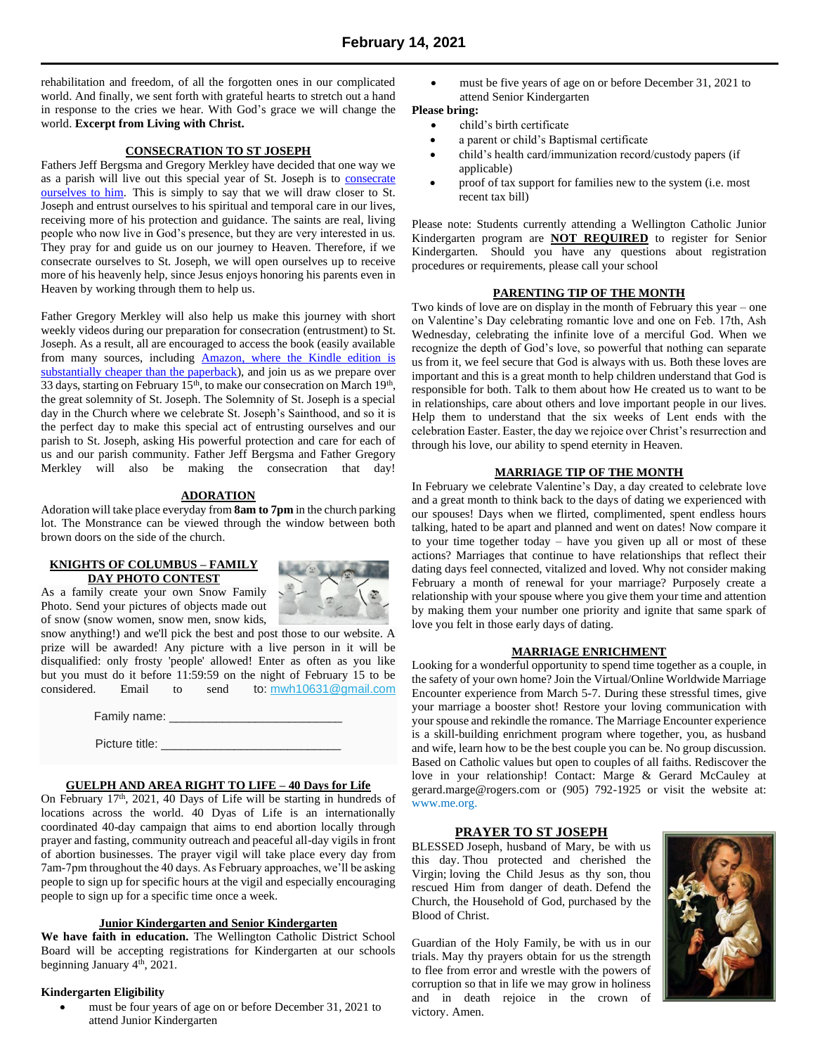rehabilitation and freedom, of all the forgotten ones in our complicated world. And finally, we sent forth with grateful hearts to stretch out a hand in response to the cries we hear. With God's grace we will change the world. **Excerpt from Living with Christ.**

## CONSECRATION TO ST JOSEPH

Fathers Jeff Bergsma and Gregory Merkley have decided that one way we as a parish will live out this special year of St. Joseph is to consecrate ourselves to him. This is simply to say that we will draw closer to St. Joseph and entrust ourselves to his spiritual and temporal care in our lives, receiving more of his protection and guidance. The saints are real, living people who now live in God's presence, but they are very interested in us. They pray for and guide us on our journey to Heaven. Therefore, if we consecrate ourselves to St. Joseph, we will open ourselves up to receive more of his heavenly help, since Jesus enjoys honoring his parents even in Heaven by working through them to help us.

Father Gregory Merkley will also help us make this journey with short weekly videos during our preparation for consecration (entrustment) to St. Joseph. As a result, all are encouraged to access the book (easily available from many sources, including Amazon, where the Kindle edition is substantially cheaper than the paperback), and join us as we prepare over 33 days, starting on February 15th, to make our consecration on March 19th, the great solemnity of St. Joseph. The Solemnity of St. Joseph is a special day in the Church where we celebrate St. Joseph's Sainthood, and so it is the perfect day to make this special act of entrusting ourselves and our parish to St. Joseph, asking His powerful protection and care for each of us and our parish community. Father Jeff Bergsma and Father Gregory Merkley will also be making the consecration that day!

## ADORATION

Adoration will take place everyday from **8am to 7pm** in the church parking lot. The Monstrance can be viewed through the window between both brown doors on the side of the church.

## KNIGHTS OF COLUMBUS – FAMILY DAY PHOTO CONTEST

As a family create your own Snow Family Photo. Send your pictures of objects made out of snow (snow women, snow men, snow kids, snow anything!) and we'll pick the best and post those to our website. A prize will be awarded! Any picture with a live person in it will be disqualified: only frosty 'people' allowed! Enter as often as you like but you must do it before 11:59:59 on the night of February 15 to be considered. Email to send to: mwh10631@gmail.com

Family name: ___________________________

Picture title: ____________________________

## GUELPH AND AREA RIGHT TO LIFE – 40 Days for Life

On February 17th, 2021, 40 Days of Life will be starting in hundreds of locations across the world. 40 Dyas of Life is an internationally coordinated 40-day campaign that aims to end abortion locally through prayer and fasting, community outreach and peaceful all-day vigils in front of abortion businesses. The prayer vigil will take place every day from 7am-7pm throughout the 40 days. As February approaches, we'll be asking people to sign up for specific hours at the vigil and especially encouraging people to sign up for a specific time once a week.

## Junior Kindergarten and Senior Kindergarten

**We have faith in education.** The Wellington Catholic District School Board will be accepting registrations for Kindergarten at our schools beginning January 4th, 2021.

**Kindergarten Eligibility**

- must be four years of age on or before December 31, 2021 to attend Junior Kindergarten
- must be five years of age on or before December 31, 2021 to attend Senior Kindergarten

**Please bring:**

- child's birth certificate
- a parent or child's Baptismal certificate
- child's health card/immunization record/custody papers (if applicable)
- proof of tax support for families new to the system (i.e. most recent tax bill)

Please note: Students currently attending a Wellington Catholic Junior Kindergarten program are **NOT REQUIRED** to register for Senior Kindergarten. Should you have any questions about registration procedures or requirements, please call your school

## PARENTING TIP OF THE MONTH

Two kinds of love are on display in the month of February this year – one on Valentine's Day celebrating romantic love and one on Feb. 17th, Ash Wednesday, celebrating the infinite love of a merciful God. When we recognize the depth of God's love, so powerful that nothing can separate us from it, we feel secure that God is always with us. Both these loves are important and this is a great month to help children understand that God is responsible for both. Talk to them about how He created us to want to be in relationships, care about others and love important people in our lives. Help them to understand that the six weeks of Lent ends with the celebration Easter. Easter, the day we rejoice over Christ's resurrection and through his love, our ability to spend eternity in Heaven.

## MARRIAGE TIP OF THE MONTH

In February we celebrate Valentine's Day, a day created to celebrate love and a great month to think back to the days of dating we experienced with our spouses! Days when we flirted, complimented, spent endless hours talking, hated to be apart and planned and went on dates! Now compare it to your time together today – have you given up all or most of these actions? Marriages that continue to have relationships that reflect their dating days feel connected, vitalized and loved. Why not consider making February a month of renewal for your marriage? Purposely create a relationship with your spouse where you give them your time and attention by making them your number one priority and ignite that same spark of love you felt in those early days of dating.

## MARRIAGE ENRICHMENT

Looking for a wonderful opportunity to spend time together as a couple, in the safety of your own home? Join the Virtual/Online Worldwide Marriage Encounter experience from March 5-7. During these stressful times, give your marriage a booster shot! Restore your loving communication with your spouse and rekindle the romance. The Marriage Encounter experience is a skill-building enrichment program where together, you, as husband and wife, learn how to be the best couple you can be. No group discussion. Based on Catholic values but open to couples of all faiths. Rediscover the love in your relationship! Contact: Marge & Gerard McCauley at gerard.marge@rogers.com or (905) 792-1925 or visit the website at: www.me.org.

## PRAYER TO ST JOSEPH

BLESSED Joseph, husband of Mary, be with us this day. Thou protected and cherished the Virgin; loving the Child Jesus as thy son, thou rescued Him from danger of death. Defend the Church, the Household of God, purchased by the Blood of Christ.

Guardian of the Holy Family, be with us in our trials. May thy prayers obtain for us the strength to flee from error and wrestle with the powers of corruption so that in life we may grow in holiness and in death rejoice in the crown of victory. Amen.